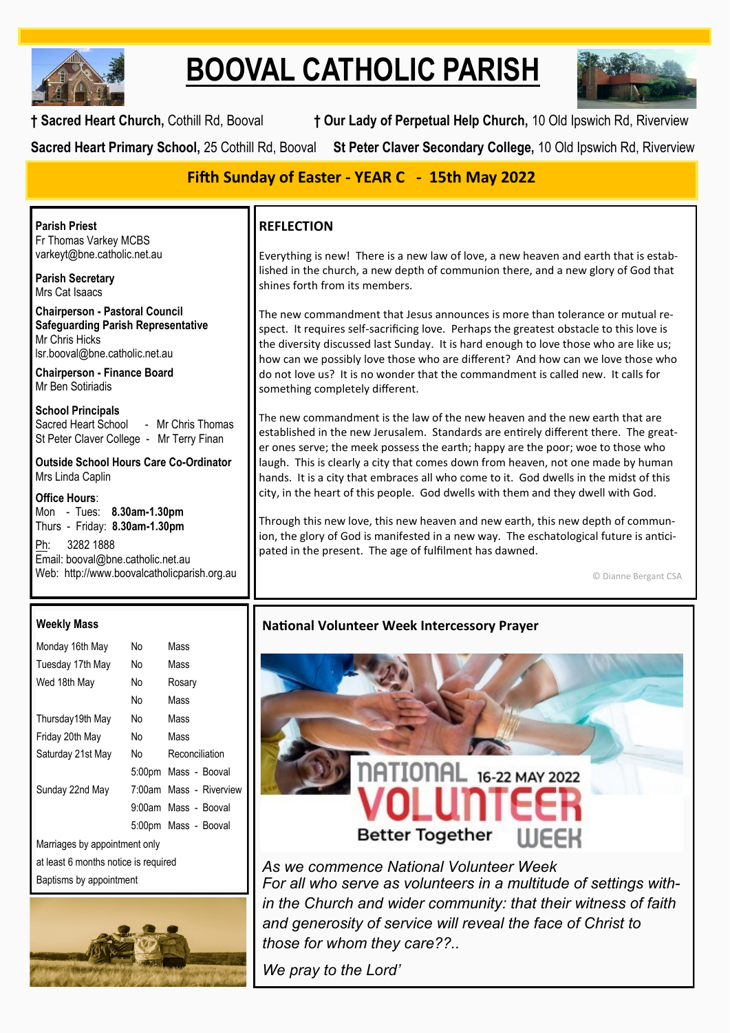# BOOVAL CATHOLIC PARISH

**† Sacred Heart Church,** Cothill Rd, Booval **† Our Lady of Perpetual Help Church,** 10 Old Ipswich Rd, Riverview

**Sacred Heart Primary School,** 25 Cothill Rd, Booval **St Peter Claver Secondary College,** 10 Old Ipswich Rd, Riverview

## Fifth Sunday of Easter - YEAR C - 15th May 2022

**Parish Priest**
Fr Thomas Varkey MCBS
varkeyt@bne.catholic.net.au

**Parish Secretary**
Mrs Cat Isaacs

**Chairperson - Pastoral Council**
**Safeguarding Parish Representative**
Mr Chris Hicks
lsr.booval@bne.catholic.net.au

**Chairperson - Finance Board**
Mr Ben Sotiriadis

**School Principals**
Sacred Heart School - Mr Chris Thomas
St Peter Claver College - Mr Terry Finan

**Outside School Hours Care Co-Ordinator**
Mrs Linda Caplin

**Office Hours**:
Mon - Tues: **8.30am-1.30pm**
Thurs - Friday: **8.30am-1.30pm**

Ph: 3282 1888
Email: booval@bne.catholic.net.au
Web: http://www.boovalcatholicparish.org.au

## REFLECTION

Everything is new! There is a new law of love, a new heaven and earth that is established in the church, a new depth of communion there, and a new glory of God that shines forth from its members.

The new commandment that Jesus announces is more than tolerance or mutual respect. It requires self-sacrificing love. Perhaps the greatest obstacle to this love is the diversity discussed last Sunday. It is hard enough to love those who are like us; how can we possibly love those who are different? And how can we love those who do not love us? It is no wonder that the commandment is called new. It calls for something completely different.

The new commandment is the law of the new heaven and the new earth that are established in the new Jerusalem. Standards are entirely different there. The greater ones serve; the meek possess the earth; happy are the poor; woe to those who laugh. This is clearly a city that comes down from heaven, not one made by human hands. It is a city that embraces all who come to it. God dwells in the midst of this city, in the heart of this people. God dwells with them and they dwell with God.

Through this new love, this new heaven and new earth, this new depth of communion, the glory of God is manifested in a new way. The eschatological future is anticipated in the present. The age of fulfilment has dawned.

© Dianne Bergant CSA

### Weekly Mass

| | | |
|---|---|---|
| Monday 16th May | No | Mass |
| Tuesday 17th May | No | Mass |
| Wed 18th May | No | Rosary |
| | No | Mass |
| Thursday19th May | No | Mass |
| Friday 20th May | No | Mass |
| Saturday 21st May | No | Reconciliation |
| | 5:00pm | Mass - Booval |
| Sunday 22nd May | 7:00am | Mass - Riverview |
| | 9:00am | Mass - Booval |
| | 5:00pm | Mass - Booval |

Marriages by appointment only
at least 6 months notice is required
Baptisms by appointment

### National Volunteer Week Intercessory Prayer

NATIONAL VOLUNTEER WEEK 16-22 MAY 2022 Better Together

*As we commence National Volunteer Week*
*For all who serve as volunteers in a multitude of settings within the Church and wider community: that their witness of faith and generosity of service will reveal the face of Christ to those for whom they care??..*

*We pray to the Lord'*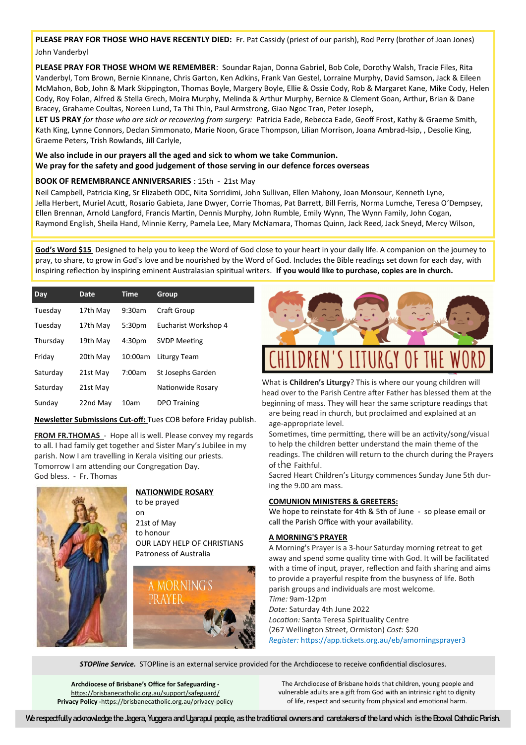**PLEASE PRAY FOR THOSE WHO HAVE RECENTLY DIED:** Fr. Pat Cassidy (priest of our parish), Rod Perry (brother of Joan Jones) John Vanderbyl

**PLEASE PRAY FOR THOSE WHOM WE REMEMBER**: Soundar Rajan, Donna Gabriel, Bob Cole, Dorothy Walsh, Tracie Files, Rita Vanderbyl, Tom Brown, Bernie Kinnane, Chris Garton, Ken Adkins, Frank Van Gestel, Lorraine Murphy, David Samson, Jack & Eileen McMahon, Bob, John & Mark Skippington, Thomas Boyle, Margery Boyle, Ellie & Ossie Cody, Rob & Margaret Kane, Mike Cody, Helen Cody, Roy Folan, Alfred & Stella Grech, Moira Murphy, Melinda & Arthur Murphy, Bernice & Clement Goan, Arthur, Brian & Dane Bracey, Grahame Coultas, Noreen Lund, Ta Thi Thin, Paul Armstrong, Giao Ngoc Tran, Peter Joseph,

**LET US PRAY** *for those who are sick or recovering from surgery:* Patricia Eade, Rebecca Eade, Geoff Frost, Kathy & Graeme Smith, Kath King, Lynne Connors, Declan Simmonato, Marie Noon, Grace Thompson, Lilian Morrison, Joana Ambrad-Isip, , Desolie King, Graeme Peters, Trish Rowlands, Jill Carlyle,

**We also include in our prayers all the aged and sick to whom we take Communion.**
**We pray for the safety and good judgement of those serving in our defence forces overseas**

**BOOK OF REMEMBRANCE ANNIVERSARIES** : 15th - 21st May

Neil Campbell, Patricia King, Sr Elizabeth ODC, Nita Sorridimi, John Sullivan, Ellen Mahony, Joan Monsour, Kenneth Lyne, Jella Herbert, Muriel Acutt, Rosario Gabieta, Jane Dwyer, Corrie Thomas, Pat Barrett, Bill Ferris, Norma Lumche, Teresa O'Dempsey, Ellen Brennan, Arnold Langford, Francis Martin, Dennis Murphy, John Rumble, Emily Wynn, The Wynn Family, John Cogan, Raymond English, Sheila Hand, Minnie Kerry, Pamela Lee, Mary McNamara, Thomas Quinn, Jack Reed, Jack Sneyd, Mercy Wilson,

**God's Word $15** Designed to help you to keep the Word of God close to your heart in your daily life. A companion on the journey to pray, to share, to grow in God's love and be nourished by the Word of God. Includes the Bible readings set down for each day, with inspiring reflection by inspiring eminent Australasian spiritual writers. **If you would like to purchase, copies are in church.**

| Day | Date | Time | Group |
|---|---|---|---|
| Tuesday | 17th May | 9:30am | Craft Group |
| Tuesday | 17th May | 5:30pm | Eucharist Workshop 4 |
| Thursday | 19th May | 4:30pm | SVDP Meeting |
| Friday | 20th May | 10:00am | Liturgy Team |
| Saturday | 21st May | 7:00am | St Josephs Garden |
| Saturday | 21st May | | Nationwide Rosary |
| Sunday | 22nd May | 10am | DPO Training |

**Newsletter Submissions Cut-off:** Tues COB before Friday publish.

**FROM FR.THOMAS** - Hope all is well. Please convey my regards to all. I had family get together and Sister Mary's Jubilee in my parish. Now I am travelling in Kerala visiting our priests. Tomorrow I am attending our Congregation Day.
God bless. - Fr. Thomas

**NATIONWIDE ROSARY**
to be prayed
on
21st of May
to honour
OUR LADY HELP OF CHRISTIANS
Patroness of Australia

## CHILDREN'S LITURGY OF THE WORD

What is **Children's Liturgy**? This is where our young children will head over to the Parish Centre after Father has blessed them at the beginning of mass. They will hear the same scripture readings that are being read in church, but proclaimed and explained at an age-appropriate level.

Sometimes, time permitting, there will be an activity/song/visual to help the children better understand the main theme of the readings. The children will return to the church during the Prayers of the Faithful.

Sacred Heart Children's Liturgy commences Sunday June 5th during the 9.00 am mass.

**COMUNION MINISTERS & GREETERS:**

We hope to reinstate for 4th & 5th of June - so please email or call the Parish Office with your availability.

**A MORNING'S PRAYER**

A Morning's Prayer is a 3-hour Saturday morning retreat to get away and spend some quality time with God. It will be facilitated with a time of input, prayer, reflection and faith sharing and aims to provide a prayerful respite from the busyness of life. Both parish groups and individuals are most welcome.

*Time:* 9am-12pm
*Date:* Saturday 4th June 2022
*Location:* Santa Teresa Spirituality Centre
(267 Wellington Street, Ormiston) *Cost:* $20
*Register:* https://app.tickets.org.au/eb/amorningsprayer3

***STOPline Service.*** STOPline is an external service provided for the Archdiocese to receive confidential disclosures.

**Archdiocese of Brisbane's Office for Safeguarding -** https://brisbanecatholic.org.au/support/safeguard/
**Privacy Policy -**https://brisbanecatholic.org.au/privacy-policy

The Archdiocese of Brisbane holds that children, young people and vulnerable adults are a gift from God with an intrinsic right to dignity of life, respect and security from physical and emotional harm.

We respectfully acknowledge the Jagera, Yuggera and Ugarapul people, as the traditional owners and caretakers of the land which is the Booval Catholic Parish.